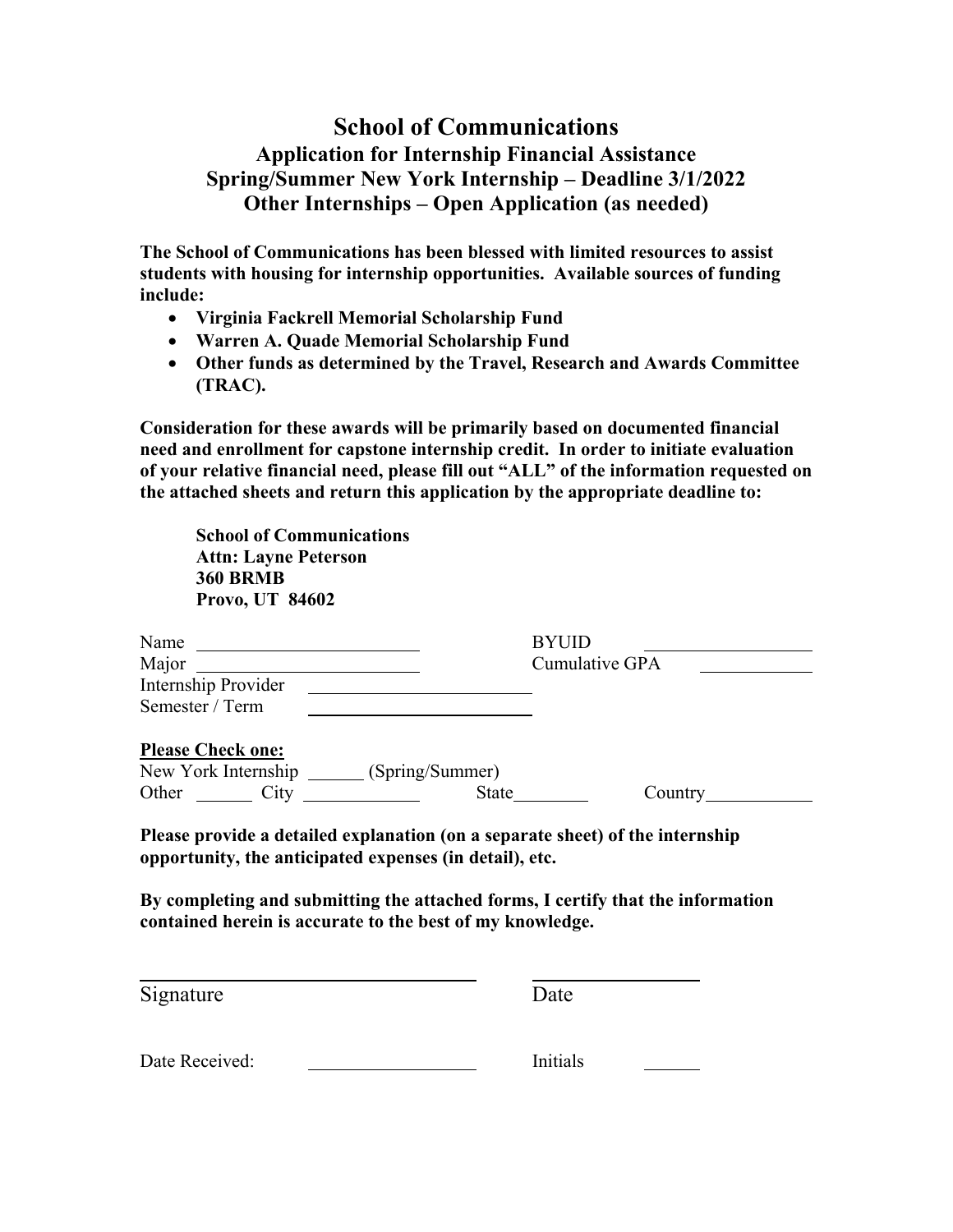# School of Communications

## Application for Internship Financial Assistance
## Spring/Summer New York Internship – Deadline 3/1/2022
## Other Internships – Open Application (as needed)

**The School of Communications has been blessed with limited resources to assist students with housing for internship opportunities. Available sources of funding include:**

- **Virginia Fackrell Memorial Scholarship Fund**
- **Warren A. Quade Memorial Scholarship Fund**
- **Other funds as determined by the Travel, Research and Awards Committee (TRAC).**

**Consideration for these awards will be primarily based on documented financial need and enrollment for capstone internship credit. In order to initiate evaluation of your relative financial need, please fill out "ALL" of the information requested on the attached sheets and return this application by the appropriate deadline to:**

**School of Communications**
**Attn: Layne Peterson**
**360 BRMB**
**Provo, UT 84602**

Name ______________________ BYUID ________________

Major ______________________ Cumulative GPA ____________

Internship Provider ______________________

Semester / Term ______________________

**Please Check one:**

New York Internship ______ (Spring/Summer)

Other ______ City ____________ State ________ Country ____________

**Please provide a detailed explanation (on a separate sheet) of the internship opportunity, the anticipated expenses (in detail), etc.**

**By completing and submitting the attached forms, I certify that the information contained herein is accurate to the best of my knowledge.**

______________________________ ________________

Signature Date

Date Received: ________________ Initials ______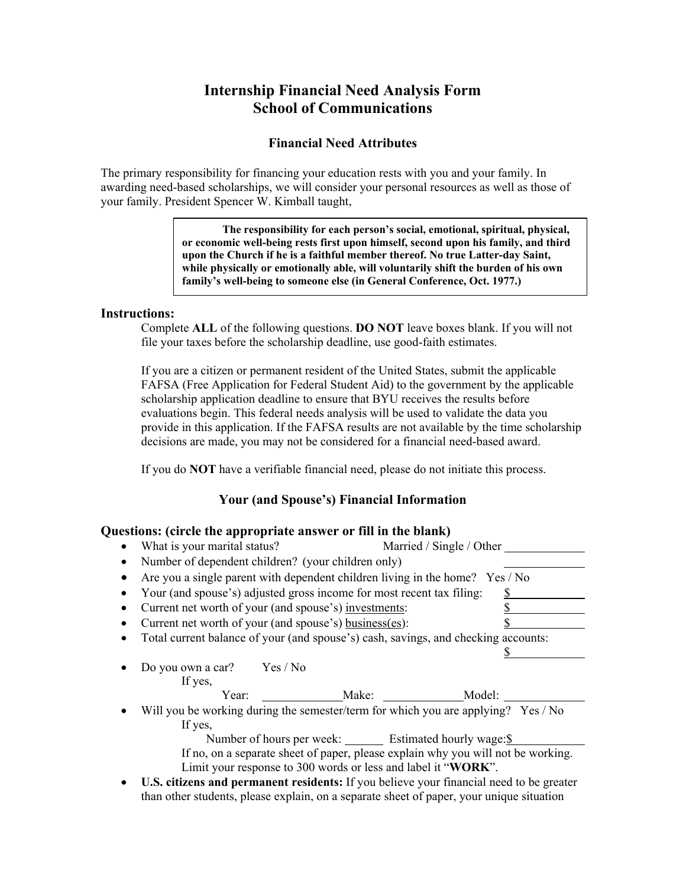# Internship Financial Need Analysis Form
# School of Communications

### Financial Need Attributes

The primary responsibility for financing your education rests with you and your family. In awarding need-based scholarships, we will consider your personal resources as well as those of your family. President Spencer W. Kimball taught,

> **The responsibility for each person's social, emotional, spiritual, physical, or economic well-being rests first upon himself, second upon his family, and third upon the Church if he is a faithful member thereof. No true Latter-day Saint, while physically or emotionally able, will voluntarily shift the burden of his own family's well-being to someone else (in General Conference, Oct. 1977.)**

## Instructions:

Complete **ALL** of the following questions. **DO NOT** leave boxes blank. If you will not file your taxes before the scholarship deadline, use good-faith estimates.

If you are a citizen or permanent resident of the United States, submit the applicable FAFSA (Free Application for Federal Student Aid) to the government by the applicable scholarship application deadline to ensure that BYU receives the results before evaluations begin. This federal needs analysis will be used to validate the data you provide in this application. If the FAFSA results are not available by the time scholarship decisions are made, you may not be considered for a financial need-based award.

If you do **NOT** have a verifiable financial need, please do not initiate this process.

### Your (and Spouse's) Financial Information

## Questions: (circle the appropriate answer or fill in the blank)

- What is your marital status? Married / Single / Other ____________
- Number of dependent children? (your children only) ____________
- Are you a single parent with dependent children living in the home? Yes / No
- Your (and spouse's) adjusted gross income for most recent tax filing: $____________
- Current net worth of your (and spouse's) investments: $____________
- Current net worth of your (and spouse's) business(es): $____________
- Total current balance of your (and spouse's) cash, savings, and checking accounts: $____________
- Do you own a car? Yes / No
  If yes,
  Year: ____________ Make: ____________ Model: ____________
- Will you be working during the semester/term for which you are applying? Yes / No
  If yes,
  Number of hours per week: ______ Estimated hourly wage: $____________
  If no, on a separate sheet of paper, please explain why you will not be working. Limit your response to 300 words or less and label it "**WORK**".
- **U.S. citizens and permanent residents:** If you believe your financial need to be greater than other students, please explain, on a separate sheet of paper, your unique situation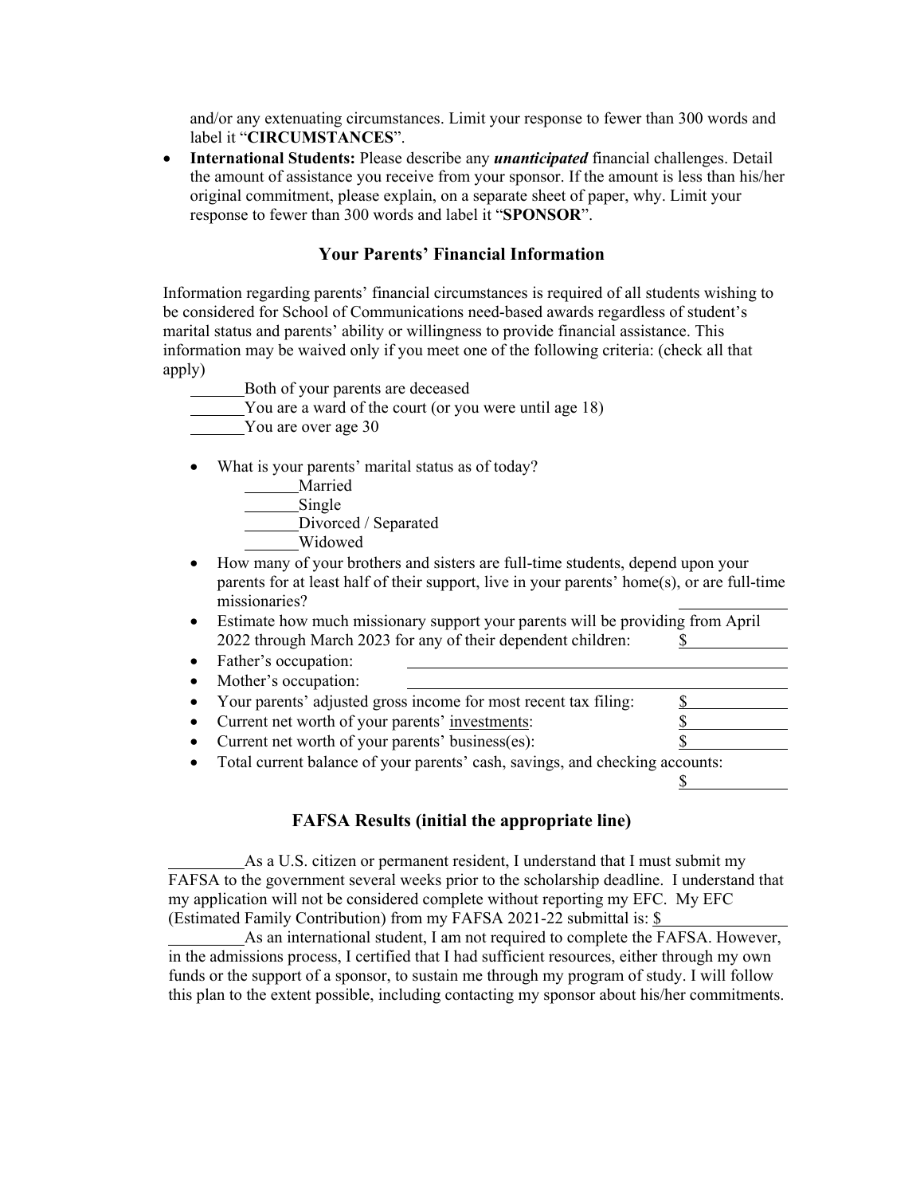and/or any extenuating circumstances. Limit your response to fewer than 300 words and label it "**CIRCUMSTANCES**".

- **International Students:** Please describe any ***unanticipated*** financial challenges. Detail the amount of assistance you receive from your sponsor. If the amount is less than his/her original commitment, please explain, on a separate sheet of paper, why. Limit your response to fewer than 300 words and label it "**SPONSOR**".

## Your Parents' Financial Information

Information regarding parents' financial circumstances is required of all students wishing to be considered for School of Communications need-based awards regardless of student's marital status and parents' ability or willingness to provide financial assistance. This information may be waived only if you meet one of the following criteria: (check all that apply)

_______Both of your parents are deceased
_______You are a ward of the court (or you were until age 18)
_______You are over age 30

- What is your parents' marital status as of today?
  - _______Married
  - _______Single
  - _______Divorced / Separated
  - _______Widowed
- How many of your brothers and sisters are full-time students, depend upon your parents for at least half of their support, live in your parents' home(s), or are full-time missionaries? ___________
- Estimate how much missionary support your parents will be providing from April 2022 through March 2023 for any of their dependent children: $___________
- Father's occupation: ___________________________________
- Mother's occupation: ___________________________________
- Your parents' adjusted gross income for most recent tax filing: $___________
- Current net worth of your parents' <u>investments</u>: $___________
- Current net worth of your parents' business(es): $___________
- Total current balance of your parents' cash, savings, and checking accounts: $___________

## FAFSA Results (initial the appropriate line)

_________As a U.S. citizen or permanent resident, I understand that I must submit my FAFSA to the government several weeks prior to the scholarship deadline. I understand that my application will not be considered complete without reporting my EFC. My EFC (Estimated Family Contribution) from my FAFSA 2021-22 submittal is: $______________

_________As an international student, I am not required to complete the FAFSA. However, in the admissions process, I certified that I had sufficient resources, either through my own funds or the support of a sponsor, to sustain me through my program of study. I will follow this plan to the extent possible, including contacting my sponsor about his/her commitments.